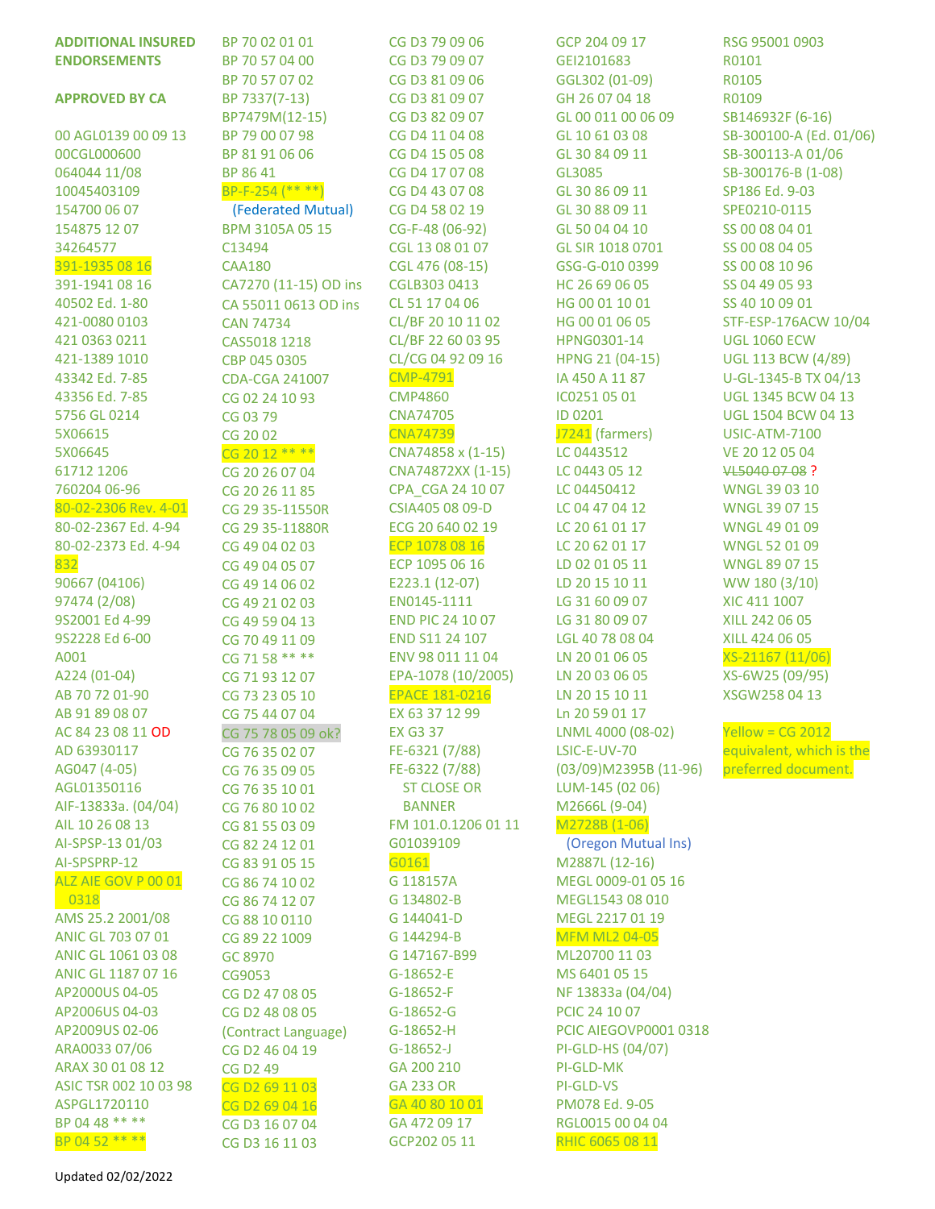# ADDITIONAL INSURED ENDORSEMENTS

## APPROVED BY CA

00 AGL0139 00 09 13
00CGL000600
064044 11/08
10045403109
154700 06 07
154875 12 07
34264577
391-1935 08 16
391-1941 08 16
40502 Ed. 1-80
421-0080 0103
421 0363 0211
421-1389 1010
43342 Ed. 7-85
43356 Ed. 7-85
5756 GL 0214
5X06615
5X06645
61712 1206
760204 06-96
80-02-2306 Rev. 4-01
80-02-2367 Ed. 4-94
80-02-2373 Ed. 4-94
832
90667 (04106)
97474 (2/08)
9S2001 Ed 4-99
9S2228 Ed 6-00
A001
A224 (01-04)
AB 70 72 01-90
AB 91 89 08 07
AC 84 23 08 11 OD
AD 63930117
AG047 (4-05)
AGL01350116
AIF-13833a. (04/04)
AIL 10 26 08 13
AI-SPSP-13 01/03
AI-SPSPRP-12
ALZ AIE GOV P 00 01 0318
AMS 25.2 2001/08
ANIC GL 703 07 01
ANIC GL 1061 03 08
ANIC GL 1187 07 16
AP2000US 04-05
AP2006US 04-03
AP2009US 02-06
ARA0033 07/06
ARAX 30 01 08 12
ASIC TSR 002 10 03 98
ASPGL1720110
BP 04 48 ** **
BP 04 52 ** **
BP 70 02 01 01
BP 70 57 04 00
BP 70 57 07 02
BP 7337(7-13)
BP7479M(12-15)
BP 79 00 07 98
BP 81 91 06 06
BP 86 41
BP-F-254 (** **)
(Federated Mutual)
BPM 3105A 05 15
C13494
CAA180
CA7270 (11-15) OD ins
CA 55011 0613 OD ins
CAN 74734
CAS5018 1218
CBP 045 0305
CDA-CGA 241007
CG 02 24 10 93
CG 03 79
CG 20 02
CG 20 12 ** **
CG 20 26 07 04
CG 20 26 11 85
CG 29 35-11550R
CG 29 35-11880R
CG 49 04 02 03
CG 49 04 05 07
CG 49 14 06 02
CG 49 21 02 03
CG 49 59 04 13
CG 70 49 11 09
CG 71 58 ** **
CG 71 93 12 07
CG 73 23 05 10
CG 75 44 07 04
CG 75 78 05 09 ok?
CG 76 35 02 07
CG 76 35 09 05
CG 76 35 10 01
CG 76 80 10 02
CG 81 55 03 09
CG 82 24 12 01
CG 83 91 05 15
CG 86 74 10 02
CG 86 74 12 07
CG 88 10 0110
CG 89 22 1009
GC 8970
CG9053
CG D2 47 08 05
CG D2 48 08 05
(Contract Language)
CG D2 46 04 19
CG D2 49
CG D2 69 11 03
CG D2 69 04 16
CG D3 16 07 04
CG D3 16 11 03
CG D3 79 09 06
CG D3 79 09 07
CG D3 81 09 06
CG D3 81 09 07
CG D3 82 09 07
CG D4 11 04 08
CG D4 15 05 08
CG D4 17 07 08
CG D4 43 07 08
CG D4 58 02 19
CG-F-48 (06-92)
CGL 13 08 01 07
CGL 476 (08-15)
CGLB303 0413
CL 51 17 04 06
CL/BF 20 10 11 02
CL/BF 22 60 03 95
CL/CG 04 92 09 16
CMP-4791
CMP4860
CNA74705
CNA74739
CNA74858 x (1-15)
CNA74872XX (1-15)
CPA_CGA 24 10 07
CSIA405 08 09-D
ECG 20 640 02 19
ECP 1078 08 16
ECP 1095 06 16
E223.1 (12-07)
EN0145-1111
END PIC 24 10 07
END S11 24 107
ENV 98 011 11 04
EPA-1078 (10/2005)
EPACE 181-0216
EX 63 37 12 99
EX G3 37
FE-6321 (7/88)
FE-6322 (7/88)
ST CLOSE OR BANNER
FM 101.0.1206 01 11
G01039109
G0161
G 118157A
G 134802-B
G 144041-D
G 144294-B
G 147167-B99
G-18652-E
G-18652-F
G-18652-G
G-18652-H
G-18652-J
GA 200 210
GA 233 OR
GA 40 80 10 01
GA 472 09 17
GCP202 05 11
GCP 204 09 17
GEI2101683
GGL302 (01-09)
GH 26 07 04 18
GL 00 011 00 06 09
GL 10 61 03 08
GL 30 84 09 11
GL3085
GL 30 86 09 11
GL 30 88 09 11
GL 50 04 04 10
GL SIR 1018 0701
GSG-G-010 0399
HC 26 69 06 05
HG 00 01 10 01
HG 00 01 06 05
HPNG0301-14
HPNG 21 (04-15)
IA 450 A 11 87
IC0251 05 01
ID 0201
J7241 (farmers)
LC 0443512
LC 0443 05 12
LC 04450412
LC 04 47 04 12
LC 20 61 01 17
LC 20 62 01 17
LD 02 01 05 11
LD 20 15 10 11
LG 31 60 09 07
LG 31 80 09 07
LGL 40 78 08 04
LN 20 01 06 05
LN 20 03 06 05
LN 20 15 10 11
Ln 20 59 01 17
LNML 4000 (08-02)
LSIC-E-UV-70
(03/09)M2395B (11-96)
LUM-145 (02 06)
M2666L (9-04)
M2728B (1-06)
(Oregon Mutual Ins)
M2887L (12-16)
MEGL 0009-01 05 16
MEGL1543 08 010
MEGL 2217 01 19
MFM ML2 04-05
ML20700 11 03
MS 6401 05 15
NF 13833a (04/04)
PCIC 24 10 07
PCIC AIEGOVP0001 0318
PI-GLD-HS (04/07)
PI-GLD-MK
PI-GLD-VS
PM078 Ed. 9-05
RGL0015 00 04 04
RHIC 6065 08 11
RSG 95001 0903
R0101
R0105
R0109
SB146932F (6-16)
SB-300100-A (Ed. 01/06)
SB-300113-A 01/06
SB-300176-B (1-08)
SP186 Ed. 9-03
SPE0210-0115
SS 00 08 04 01
SS 00 08 04 05
SS 00 08 10 96
SS 04 49 05 93
SS 40 10 09 01
STF-ESP-176ACW 10/04
UGL 1060 ECW
UGL 113 BCW (4/89)
U-GL-1345-B TX 04/13
UGL 1345 BCW 04 13
UGL 1504 BCW 04 13
USIC-ATM-7100
VE 20 12 05 04
~~VL5040 07 08~~ ?
WNGL 39 03 10
WNGL 39 07 15
WNGL 49 01 09
WNGL 52 01 09
WNGL 89 07 15
WW 180 (3/10)
XIC 411 1007
XILL 242 06 05
XILL 424 06 05
XS-21167 (11/06)
XS-6W25 (09/95)
XSGW258 04 13

Yellow = CG 2012 equivalent, which is the preferred document.

Updated 02/02/2022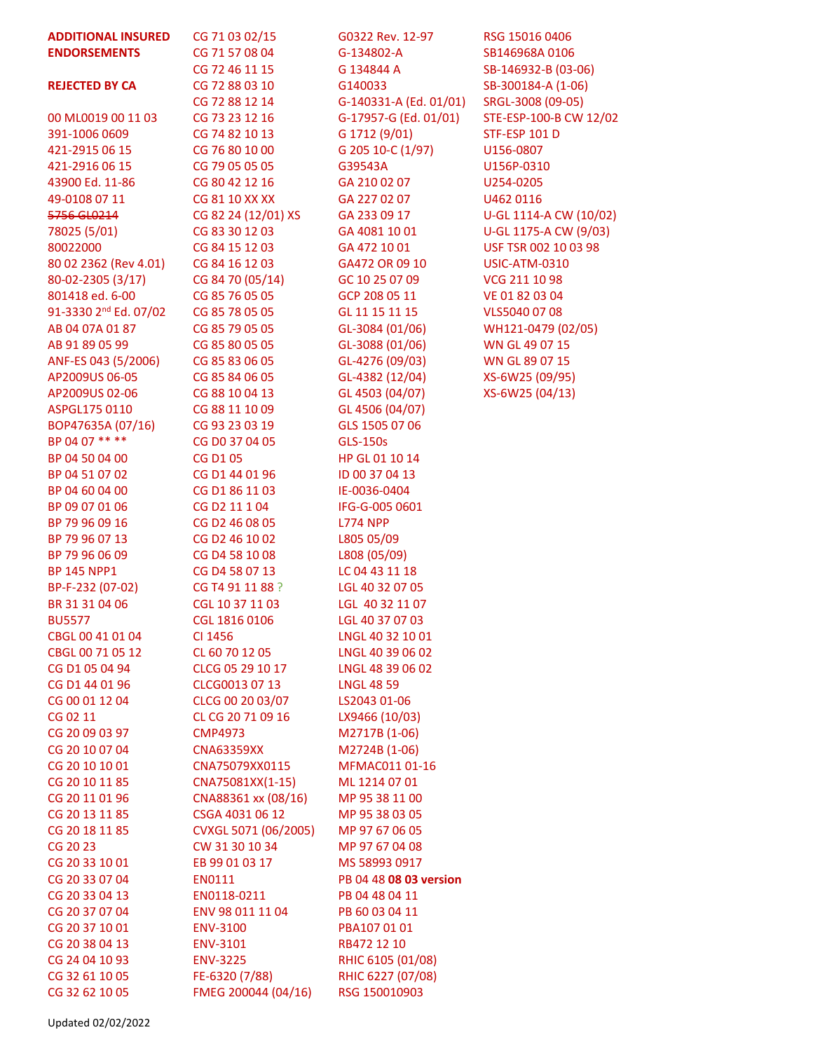**ADDITIONAL INSURED ENDORSEMENTS**

**REJECTED BY CA**

00 ML0019 00 11 03
391-1006 0609
421-2915 06 15
421-2916 06 15
43900 Ed. 11-86
49-0108 07 11
~~5756 GL0214~~
78025 (5/01)
80022000
80 02 2362 (Rev 4.01)
80-02-2305 (3/17)
801418 ed. 6-00
91-3330 2nd Ed. 07/02
AB 04 07A 01 87
AB 91 89 05 99
ANF-ES 043 (5/2006)
AP2009US 06-05
AP2009US 02-06
ASPGL175 0110
BOP47635A (07/16)
BP 04 07 ** **
BP 04 50 04 00
BP 04 51 07 02
BP 04 60 04 00
BP 09 07 01 06
BP 79 96 09 16
BP 79 96 07 13
BP 79 96 06 09
BP 145 NPP1
BP-F-232 (07-02)
BR 31 31 04 06
BU5577
CBGL 00 41 01 04
CBGL 00 71 05 12
CG D1 05 04 94
CG D1 44 01 96
CG 00 01 12 04
CG 02 11
CG 20 09 03 97
CG 20 10 07 04
CG 20 10 10 01
CG 20 10 11 85
CG 20 11 01 96
CG 20 13 11 85
CG 20 18 11 85
CG 20 23
CG 20 33 10 01
CG 20 33 07 04
CG 20 33 04 13
CG 20 37 07 04
CG 20 37 10 01
CG 20 38 04 13
CG 24 04 10 93
CG 32 61 10 05
CG 32 62 10 05
CG 71 03 02/15
CG 71 57 08 04
CG 72 46 11 15
CG 72 88 03 10
CG 72 88 12 14
CG 73 23 12 16
CG 74 82 10 13
CG 76 80 10 00
CG 79 05 05 05
CG 80 42 12 16
CG 81 10 XX XX
CG 82 24 (12/01) XS
CG 83 30 12 03
CG 84 15 12 03
CG 84 16 12 03
CG 84 70 (05/14)
CG 85 76 05 05
CG 85 78 05 05
CG 85 79 05 05
CG 85 80 05 05
CG 85 83 06 05
CG 85 84 06 05
CG 88 10 04 13
CG 88 11 10 09
CG 93 23 03 19
CG D0 37 04 05
CG D1 05
CG D1 44 01 96
CG D1 86 11 03
CG D2 11 1 04
CG D2 46 08 05
CG D2 46 10 02
CG D4 58 10 08
CG D4 58 07 13
CG T4 91 11 88 ?
CGL 10 37 11 03
CGL 1816 0106
CI 1456
CL 60 70 12 05
CLCG 05 29 10 17
CLCG0013 07 13
CLCG 00 20 03/07
CL CG 20 71 09 16
CMP4973
CNA63359XX
CNA75079XX0115
CNA75081XX(1-15)
CNA88361 xx (08/16)
CSGA 4031 06 12
CVXGL 5071 (06/2005)
CW 31 30 10 34
EB 99 01 03 17
EN0111
EN0118-0211
ENV 98 011 11 04
ENV-3100
ENV-3101
ENV-3225
FE-6320 (7/88)
FMEG 200044 (04/16)
G0322 Rev. 12-97
G-134802-A
G 134844 A
G140033
G-140331-A (Ed. 01/01)
G-17957-G (Ed. 01/01)
G 1712 (9/01)
G 205 10-C (1/97)
G39543A
GA 210 02 07
GA 227 02 07
GA 233 09 17
GA 4081 10 01
GA 472 10 01
GA472 OR 09 10
GC 10 25 07 09
GCP 208 05 11
GL 11 15 11 15
GL-3084 (01/06)
GL-3088 (01/06)
GL-4276 (09/03)
GL-4382 (12/04)
GL 4503 (04/07)
GL 4506 (04/07)
GLS 1505 07 06
GLS-150s
HP GL 01 10 14
ID 00 37 04 13
IE-0036-0404
IFG-G-005 0601
L774 NPP
L805 05/09
L808 (05/09)
LC 04 43 11 18
LGL 40 32 07 05
LGL 40 32 11 07
LGL 40 37 07 03
LNGL 40 32 10 01
LNGL 40 39 06 02
LNGL 48 39 06 02
LNGL 48 59
LS2043 01-06
LX9466 (10/03)
M2717B (1-06)
M2724B (1-06)
MFMAC011 01-16
ML 1214 07 01
MP 95 38 11 00
MP 95 38 03 05
MP 97 67 06 05
MP 97 67 04 08
MS 58993 0917
PB 04 48 **08 03 version**
PB 04 48 04 11
PB 60 03 04 11
PBA107 01 01
RB472 12 10
RHIC 6105 (01/08)
RHIC 6227 (07/08)
RSG 150010903
RSG 15016 0406
SB146968A 0106
SB-146932-B (03-06)
SB-300184-A (1-06)
SRGL-3008 (09-05)
STE-ESP-100-B CW 12/02
STF-ESP 101 D
U156-0807
U156P-0310
U254-0205
U462 0116
U-GL 1114-A CW (10/02)
U-GL 1175-A CW (9/03)
USF TSR 002 10 03 98
USIC-ATM-0310
VCG 211 10 98
VE 01 82 03 04
VLS5040 07 08
WH121-0479 (02/05)
WN GL 49 07 15
WN GL 89 07 15
XS-6W25 (09/95)
XS-6W25 (04/13)

Updated 02/02/2022